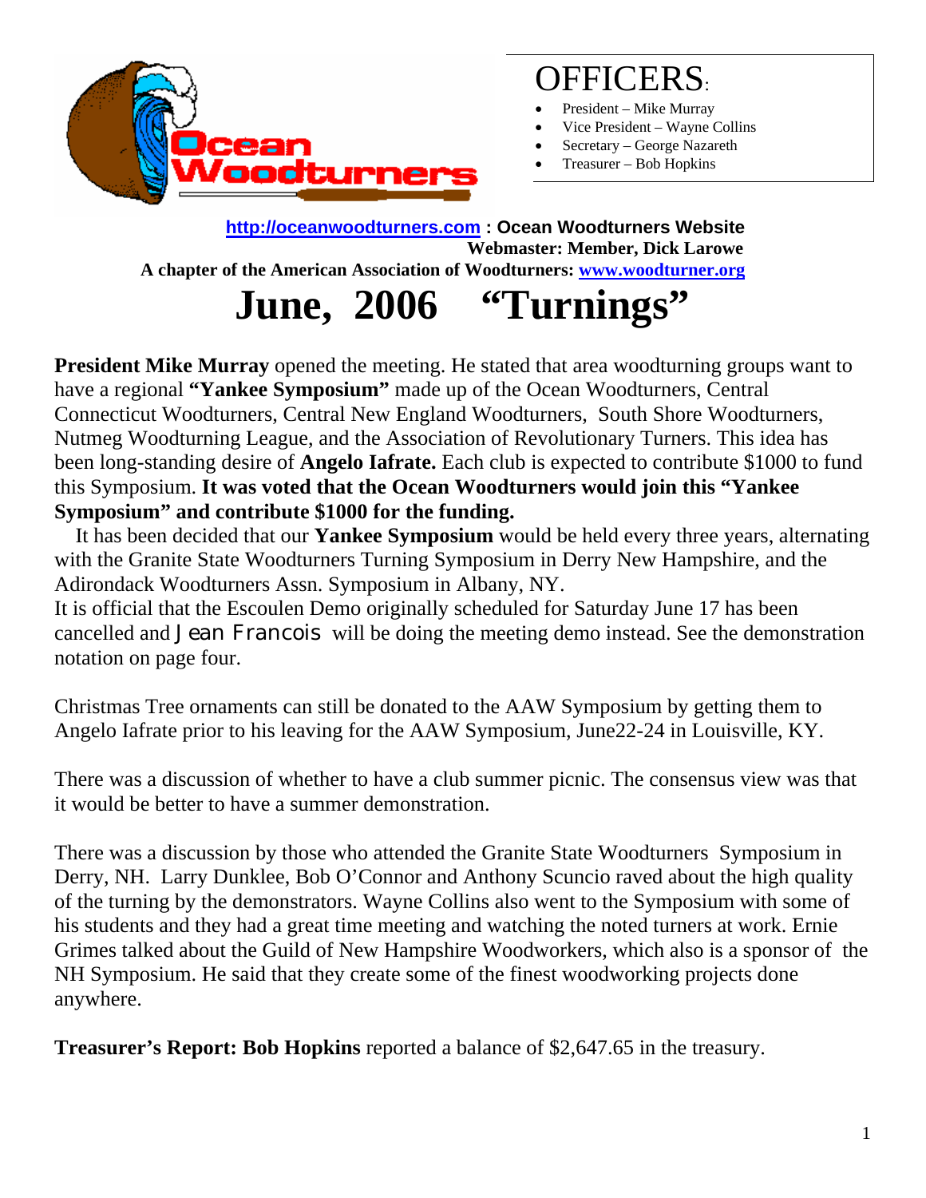Ocean Woodturners

# OFFICERS:

- President – Mike Murray
- Vice President – Wayne Collins
- Secretary – George Nazareth
- Treasurer – Bob Hopkins

**http://oceanwoodturners.com : Ocean Woodturners Website**
**Webmaster: Member, Dick Larowe**
**A chapter of the American Association of Woodturners: www.woodturner.org**

# June, 2006 "Turnings"

**President Mike Murray** opened the meeting. He stated that area woodturning groups want to have a regional **"Yankee Symposium"** made up of the Ocean Woodturners, Central Connecticut Woodturners, Central New England Woodturners, South Shore Woodturners, Nutmeg Woodturning League, and the Association of Revolutionary Turners. This idea has been long-standing desire of **Angelo Iafrate.** Each club is expected to contribute $1000 to fund this Symposium. **It was voted that the Ocean Woodturners would join this "Yankee Symposium" and contribute $1000 for the funding.**

It has been decided that our **Yankee Symposium** would be held every three years, alternating with the Granite State Woodturners Turning Symposium in Derry New Hampshire, and the Adirondack Woodturners Assn. Symposium in Albany, NY.
It is official that the Escoulen Demo originally scheduled for Saturday June 17 has been cancelled and Jean Francois will be doing the meeting demo instead. See the demonstration notation on page four.

Christmas Tree ornaments can still be donated to the AAW Symposium by getting them to Angelo Iafrate prior to his leaving for the AAW Symposium, June22-24 in Louisville, KY.

There was a discussion of whether to have a club summer picnic. The consensus view was that it would be better to have a summer demonstration.

There was a discussion by those who attended the Granite State Woodturners Symposium in Derry, NH. Larry Dunklee, Bob O'Connor and Anthony Scuncio raved about the high quality of the turning by the demonstrators. Wayne Collins also went to the Symposium with some of his students and they had a great time meeting and watching the noted turners at work. Ernie Grimes talked about the Guild of New Hampshire Woodworkers, which also is a sponsor of the NH Symposium. He said that they create some of the finest woodworking projects done anywhere.

**Treasurer's Report: Bob Hopkins** reported a balance of $2,647.65 in the treasury.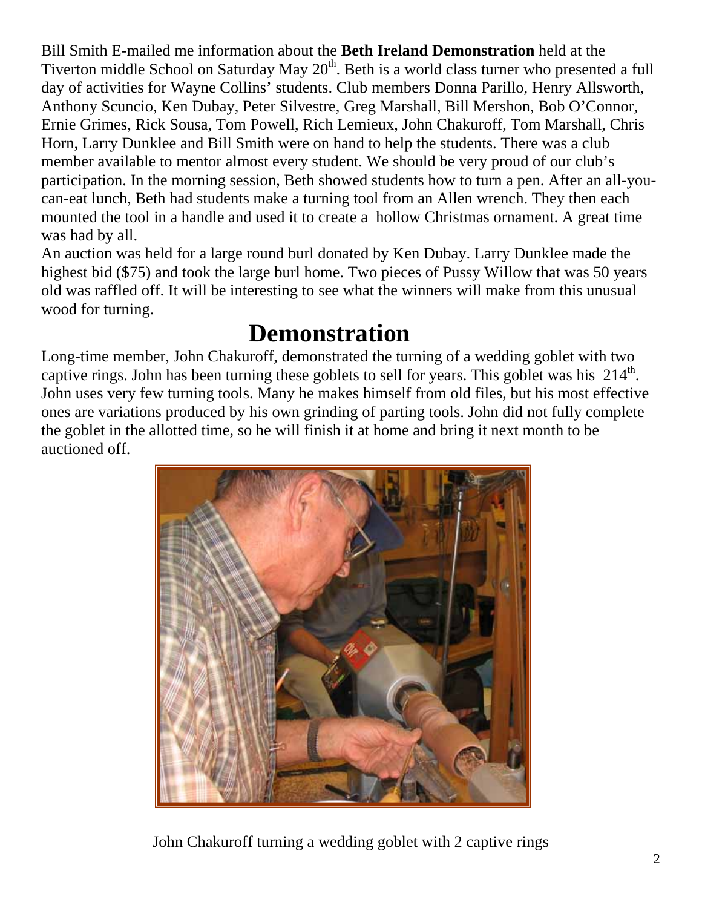Bill Smith E-mailed me information about the **Beth Ireland Demonstration** held at the Tiverton middle School on Saturday May 20th. Beth is a world class turner who presented a full day of activities for Wayne Collins' students. Club members Donna Parillo, Henry Allsworth, Anthony Scuncio, Ken Dubay, Peter Silvestre, Greg Marshall, Bill Mershon, Bob O'Connor, Ernie Grimes, Rick Sousa, Tom Powell, Rich Lemieux, John Chakuroff, Tom Marshall, Chris Horn, Larry Dunklee and Bill Smith were on hand to help the students. There was a club member available to mentor almost every student. We should be very proud of our club's participation. In the morning session, Beth showed students how to turn a pen. After an all-you-can-eat lunch, Beth had students make a turning tool from an Allen wrench. They then each mounted the tool in a handle and used it to create a hollow Christmas ornament. A great time was had by all.

An auction was held for a large round burl donated by Ken Dubay. Larry Dunklee made the highest bid ($75) and took the large burl home. Two pieces of Pussy Willow that was 50 years old was raffled off. It will be interesting to see what the winners will make from this unusual wood for turning.

# Demonstration

Long-time member, John Chakuroff, demonstrated the turning of a wedding goblet with two captive rings. John has been turning these goblets to sell for years. This goblet was his 214th. John uses very few turning tools. Many he makes himself from old files, but his most effective ones are variations produced by his own grinding of parting tools. John did not fully complete the goblet in the allotted time, so he will finish it at home and bring it next month to be auctioned off.

John Chakuroff turning a wedding goblet with 2 captive rings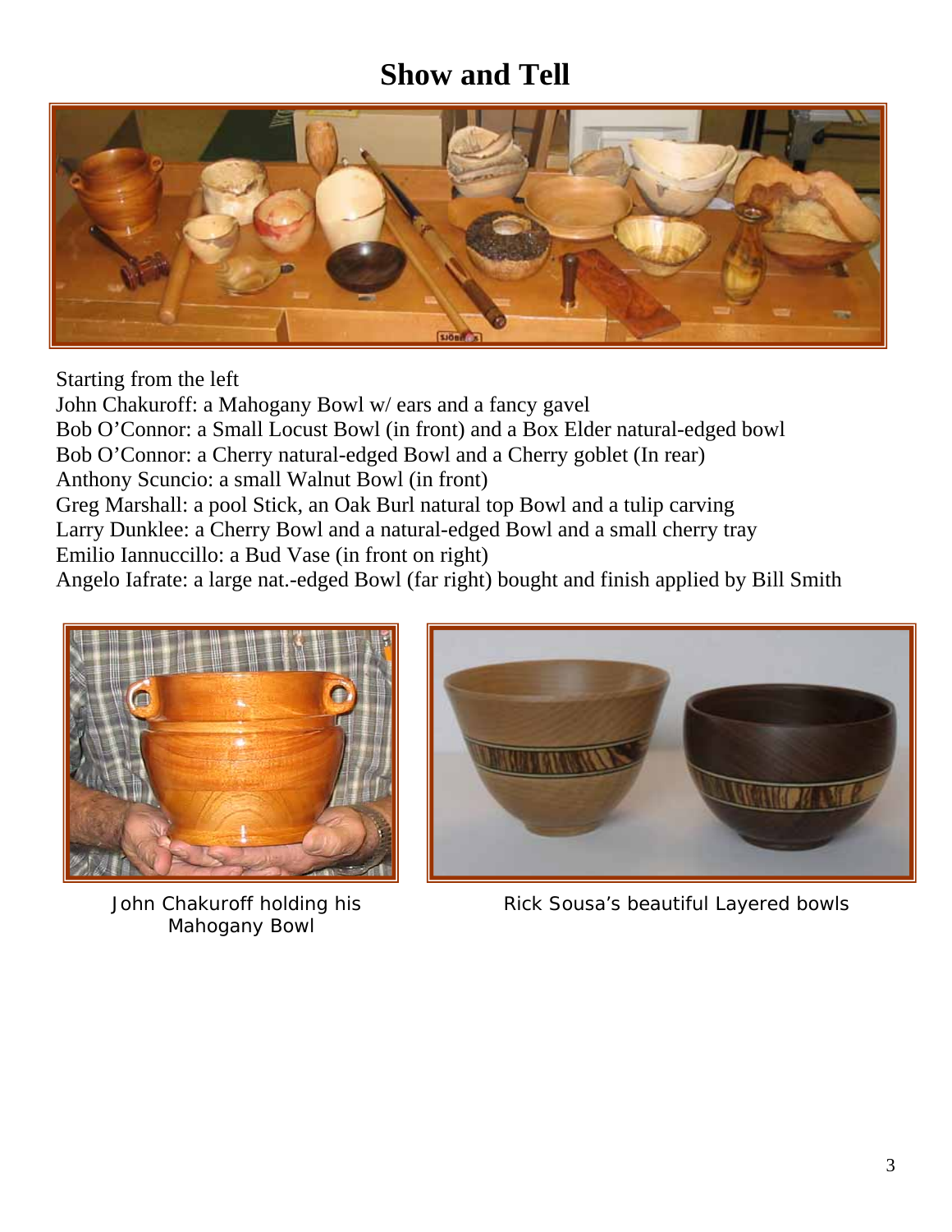# Show and Tell

Starting from the left
John Chakuroff: a Mahogany Bowl w/ ears and a fancy gavel
Bob O'Connor: a Small Locust Bowl (in front) and a Box Elder natural-edged bowl
Bob O'Connor: a Cherry natural-edged Bowl and a Cherry goblet (In rear)
Anthony Scuncio: a small Walnut Bowl (in front)
Greg Marshall: a pool Stick, an Oak Burl natural top Bowl and a tulip carving
Larry Dunklee: a Cherry Bowl and a natural-edged Bowl and a small cherry tray
Emilio Iannuccillo: a Bud Vase (in front on right)
Angelo Iafrate: a large nat.-edged Bowl (far right) bought and finish applied by Bill Smith

John Chakuroff holding his Mahogany Bowl

Rick Sousa's beautiful Layered bowls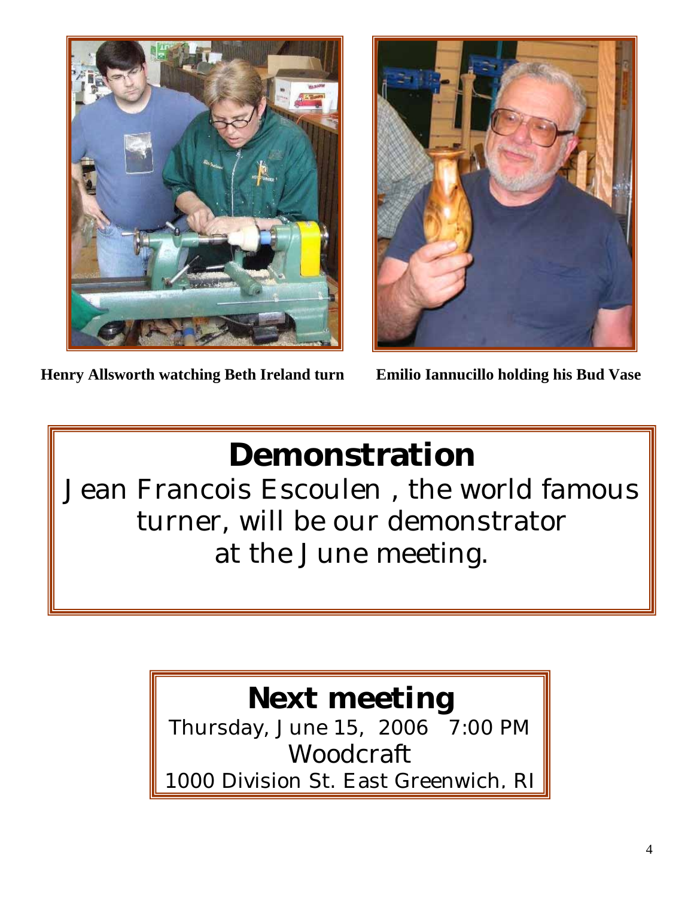**Henry Allsworth watching Beth Ireland turn**

**Emilio Iannucillo holding his Bud Vase**

## Demonstration

Jean Francois Escoulen , the world famous turner, will be our demonstrator at the June meeting.

## Next meeting

Thursday, June 15, 2006 7:00 PM

Woodcraft

1000 Division St. East Greenwich, RI